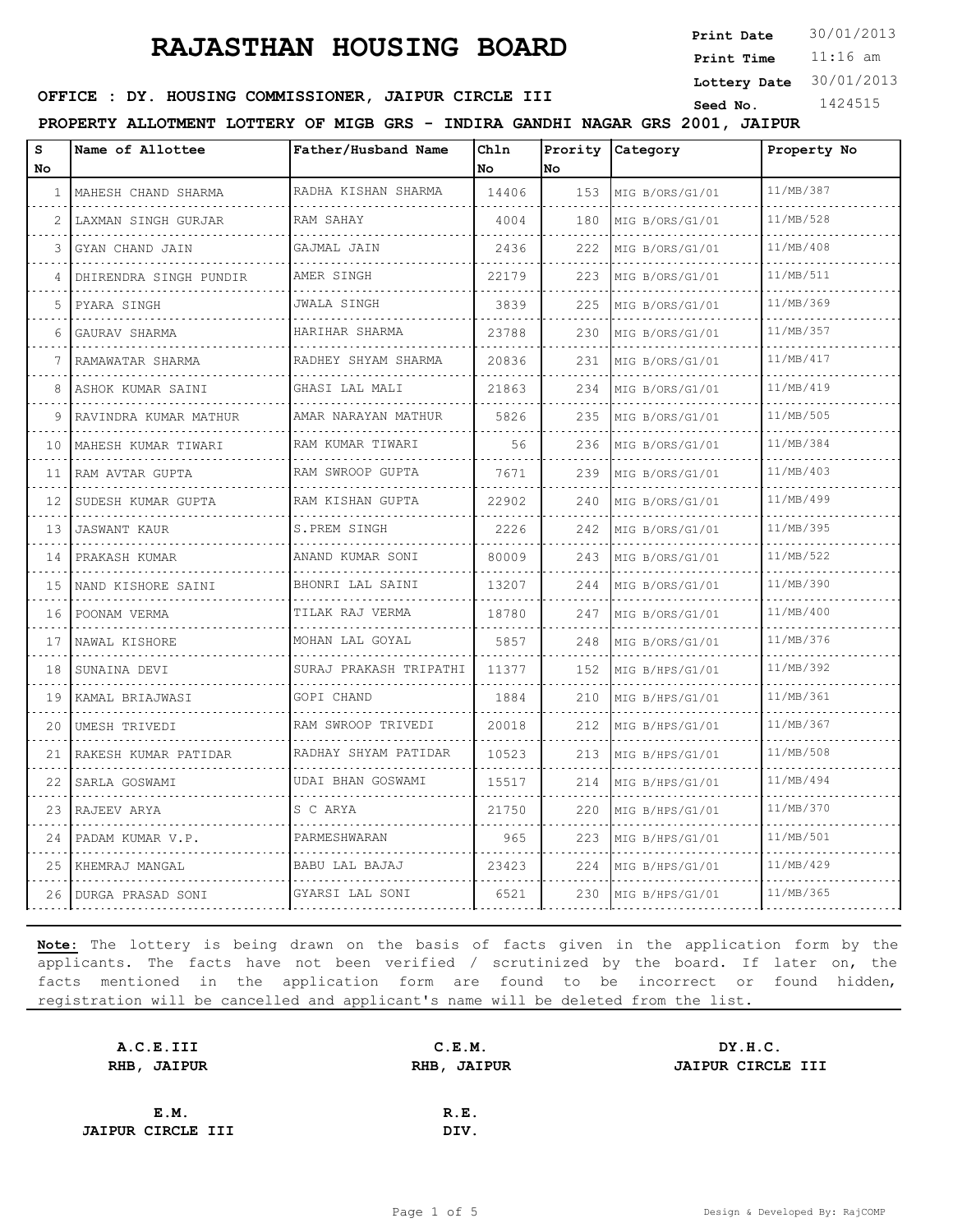# RAJASTHAN HOUSING BOARD

**Print Date** 30/01/2013
**Print Time** 11:16 am
**Lottery Date** 30/01/2013
**Seed No.** 1424515

**OFFICE : DY. HOUSING COMMISSIONER, JAIPUR CIRCLE III**

**PROPERTY ALLOTMENT LOTTERY OF MIGB GRS - INDIRA GANDHI NAGAR GRS 2001, JAIPUR**

| S No | Name of Allottee | Father/Husband Name | Chln No | Prority No | Category | Property No |
|---|---|---|---|---|---|---|
| 1 | MAHESH CHAND SHARMA | RADHA KISHAN SHARMA | 14406 | 153 | MIG B/ORS/G1/01 | 11/MB/387 |
| 2 | LAXMAN SINGH GURJAR | RAM SAHAY | 4004 | 180 | MIG B/ORS/G1/01 | 11/MB/528 |
| 3 | GYAN CHAND JAIN | GAJMAL JAIN | 2436 | 222 | MIG B/ORS/G1/01 | 11/MB/408 |
| 4 | DHIRENDRA SINGH PUNDIR | AMER SINGH | 22179 | 223 | MIG B/ORS/G1/01 | 11/MB/511 |
| 5 | PYARA SINGH | JWALA SINGH | 3839 | 225 | MIG B/ORS/G1/01 | 11/MB/369 |
| 6 | GAURAV SHARMA | HARIHAR SHARMA | 23788 | 230 | MIG B/ORS/G1/01 | 11/MB/357 |
| 7 | RAMAWATAR SHARMA | RADHEY SHYAM SHARMA | 20836 | 231 | MIG B/ORS/G1/01 | 11/MB/417 |
| 8 | ASHOK KUMAR SAINI | GHASI LAL MALI | 21863 | 234 | MIG B/ORS/G1/01 | 11/MB/419 |
| 9 | RAVINDRA KUMAR MATHUR | AMAR NARAYAN MATHUR | 5826 | 235 | MIG B/ORS/G1/01 | 11/MB/505 |
| 10 | MAHESH KUMAR TIWARI | RAM KUMAR TIWARI | 56 | 236 | MIG B/ORS/G1/01 | 11/MB/384 |
| 11 | RAM AVTAR GUPTA | RAM SWROOP GUPTA | 7671 | 239 | MIG B/ORS/G1/01 | 11/MB/403 |
| 12 | SUDESH KUMAR GUPTA | RAM KISHAN GUPTA | 22902 | 240 | MIG B/ORS/G1/01 | 11/MB/499 |
| 13 | JASWANT KAUR | S.PREM SINGH | 2226 | 242 | MIG B/ORS/G1/01 | 11/MB/395 |
| 14 | PRAKASH KUMAR | ANAND KUMAR SONI | 80009 | 243 | MIG B/ORS/G1/01 | 11/MB/522 |
| 15 | NAND KISHORE SAINI | BHONRI LAL SAINI | 13207 | 244 | MIG B/ORS/G1/01 | 11/MB/390 |
| 16 | POONAM VERMA | TILAK RAJ VERMA | 18780 | 247 | MIG B/ORS/G1/01 | 11/MB/400 |
| 17 | NAWAL KISHORE | MOHAN LAL GOYAL | 5857 | 248 | MIG B/ORS/G1/01 | 11/MB/376 |
| 18 | SUNAINA DEVI | SURAJ PRAKASH TRIPATHI | 11377 | 152 | MIG B/HPS/G1/01 | 11/MB/392 |
| 19 | KAMAL BRIAJWASI | GOPI CHAND | 1884 | 210 | MIG B/HPS/G1/01 | 11/MB/361 |
| 20 | UMESH TRIVEDI | RAM SWROOP TRIVEDI | 20018 | 212 | MIG B/HPS/G1/01 | 11/MB/367 |
| 21 | RAKESH KUMAR PATIDAR | RADHAY SHYAM PATIDAR | 10523 | 213 | MIG B/HPS/G1/01 | 11/MB/508 |
| 22 | SARLA GOSWAMI | UDAI BHAN GOSWAMI | 15517 | 214 | MIG B/HPS/G1/01 | 11/MB/494 |
| 23 | RAJEEV ARYA | S C ARYA | 21750 | 220 | MIG B/HPS/G1/01 | 11/MB/370 |
| 24 | PADAM KUMAR V.P. | PARMESHWARAN | 965 | 223 | MIG B/HPS/G1/01 | 11/MB/501 |
| 25 | KHEMRAJ MANGAL | BABU LAL BAJAJ | 23423 | 224 | MIG B/HPS/G1/01 | 11/MB/429 |
| 26 | DURGA PRASAD SONI | GYARSI LAL SONI | 6521 | 230 | MIG B/HPS/G1/01 | 11/MB/365 |

**Note:** The lottery is being drawn on the basis of facts given in the application form by the applicants. The facts have not been verified / scrutinized by the board. If later on, the facts mentioned in the application form are found to be incorrect or found hidden, registration will be cancelled and applicant's name will be deleted from the list.

**A.C.E.III**
**RHB, JAIPUR**

**C.E.M.**
**RHB, JAIPUR**

**DY.H.C.**
**JAIPUR CIRCLE III**

**E.M.**
**JAIPUR CIRCLE III**

**R.E.**
**DIV.**

Design & Developed By: RajCOMP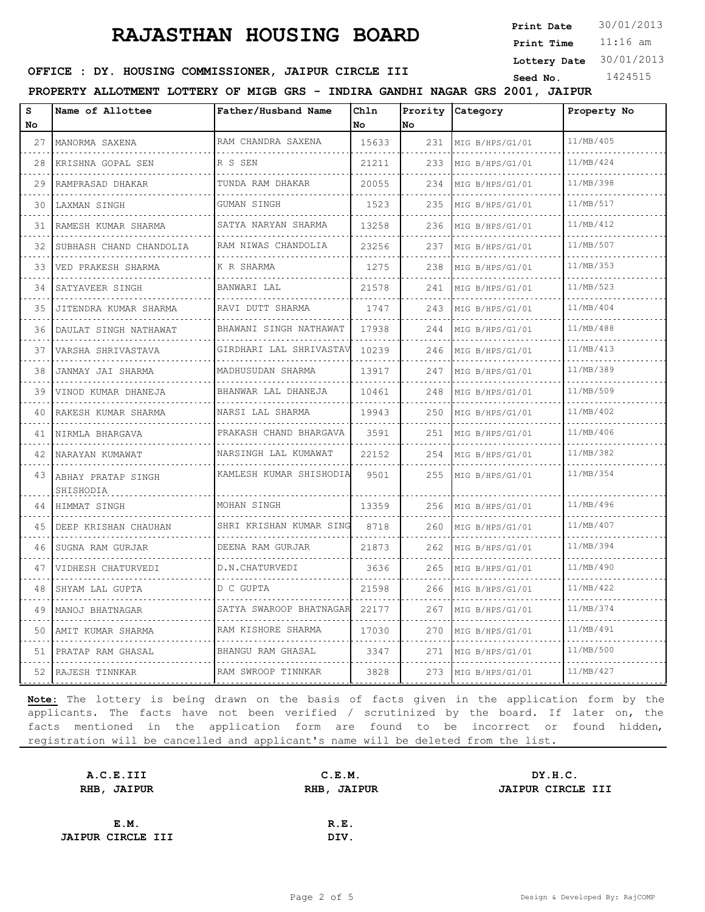# RAJASTHAN HOUSING BOARD

**Print Date** 30/01/2013
**Print Time** 11:16 am
**Lottery Date** 30/01/2013
**Seed No.** 1424515

**OFFICE : DY. HOUSING COMMISSIONER, JAIPUR CIRCLE III**

**PROPERTY ALLOTMENT LOTTERY OF MIGB GRS - INDIRA GANDHI NAGAR GRS 2001, JAIPUR**

| S No | Name of Allottee | Father/Husband Name | Chln No | Prority No | Category | Property No |
|---|---|---|---|---|---|---|
| 27 | MANORMA SAXENA | RAM CHANDRA SAXENA | 15633 | 231 | MIG B/HPS/G1/01 | 11/MB/405 |
| 28 | KRISHNA GOPAL SEN | R S SEN | 21211 | 233 | MIG B/HPS/G1/01 | 11/MB/424 |
| 29 | RAMPRASAD DHAKAR | TUNDA RAM DHAKAR | 20055 | 234 | MIG B/HPS/G1/01 | 11/MB/398 |
| 30 | LAXMAN SINGH | GUMAN SINGH | 1523 | 235 | MIG B/HPS/G1/01 | 11/MB/517 |
| 31 | RAMESH KUMAR SHARMA | SATYA NARYAN SHARMA | 13258 | 236 | MIG B/HPS/G1/01 | 11/MB/412 |
| 32 | SUBHASH CHAND CHANDOLIA | RAM NIWAS CHANDOLIA | 23256 | 237 | MIG B/HPS/G1/01 | 11/MB/507 |
| 33 | VED PRAKESH SHARMA | K R SHARMA | 1275 | 238 | MIG B/HPS/G1/01 | 11/MB/353 |
| 34 | SATYAVEER SINGH | BANWARI LAL | 21578 | 241 | MIG B/HPS/G1/01 | 11/MB/523 |
| 35 | JITENDRA KUMAR SHARMA | RAVI DUTT SHARMA | 1747 | 243 | MIG B/HPS/G1/01 | 11/MB/404 |
| 36 | DAULAT SINGH NATHAWAT | BHAWANI SINGH NATHAWAT | 17938 | 244 | MIG B/HPS/G1/01 | 11/MB/488 |
| 37 | VARSHA SHRIVASTAVA | GIRDHARI LAL SHRIVASTAV | 10239 | 246 | MIG B/HPS/G1/01 | 11/MB/413 |
| 38 | JANMAY JAI SHARMA | MADHUSUDAN SHARMA | 13917 | 247 | MIG B/HPS/G1/01 | 11/MB/389 |
| 39 | VINOD KUMAR DHANEJA | BHANWAR LAL DHANEJA | 10461 | 248 | MIG B/HPS/G1/01 | 11/MB/509 |
| 40 | RAKESH KUMAR SHARMA | NARSI LAL SHARMA | 19943 | 250 | MIG B/HPS/G1/01 | 11/MB/402 |
| 41 | NIRMLA BHARGAVA | PRAKASH CHAND BHARGAVA | 3591 | 251 | MIG B/HPS/G1/01 | 11/MB/406 |
| 42 | NARAYAN KUMAWAT | NARSINGH LAL KUMAWAT | 22152 | 254 | MIG B/HPS/G1/01 | 11/MB/382 |
| 43 | ABHAY PRATAP SINGH SHISHODIA | KAMLESH KUMAR SHISHODIA | 9501 | 255 | MIG B/HPS/G1/01 | 11/MB/354 |
| 44 | HIMMAT SINGH | MOHAN SINGH | 13359 | 256 | MIG B/HPS/G1/01 | 11/MB/496 |
| 45 | DEEP KRISHAN CHAUHAN | SHRI KRISHAN KUMAR SING | 8718 | 260 | MIG B/HPS/G1/01 | 11/MB/407 |
| 46 | SUGNA RAM GURJAR | DEENA RAM GURJAR | 21873 | 262 | MIG B/HPS/G1/01 | 11/MB/394 |
| 47 | VIDHESH CHATURVEDI | D.N.CHATURVEDI | 3636 | 265 | MIG B/HPS/G1/01 | 11/MB/490 |
| 48 | SHYAM LAL GUPTA | D C GUPTA | 21598 | 266 | MIG B/HPS/G1/01 | 11/MB/422 |
| 49 | MANOJ BHATNAGAR | SATYA SWAROOP BHATNAGAR | 22177 | 267 | MIG B/HPS/G1/01 | 11/MB/374 |
| 50 | AMIT KUMAR SHARMA | RAM KISHORE SHARMA | 17030 | 270 | MIG B/HPS/G1/01 | 11/MB/491 |
| 51 | PRATAP RAM GHASAL | BHANGU RAM GHASAL | 3347 | 271 | MIG B/HPS/G1/01 | 11/MB/500 |
| 52 | RAJESH TINNKAR | RAM SWROOP TINNKAR | 3828 | 273 | MIG B/HPS/G1/01 | 11/MB/427 |

**Note:** The lottery is being drawn on the basis of facts given in the application form by the applicants. The facts have not been verified / scrutinized by the board. If later on, the facts mentioned in the application form are found to be incorrect or found hidden, registration will be cancelled and applicant's name will be deleted from the list.

| | | |
|---|---|---|
| **A.C.E.III**<br>**RHB, JAIPUR** | **C.E.M.**<br>**RHB, JAIPUR** | **DY.H.C.**<br>**JAIPUR CIRCLE III** |
| **E.M.**<br>**JAIPUR CIRCLE III** | **R.E.**<br>**DIV.** | |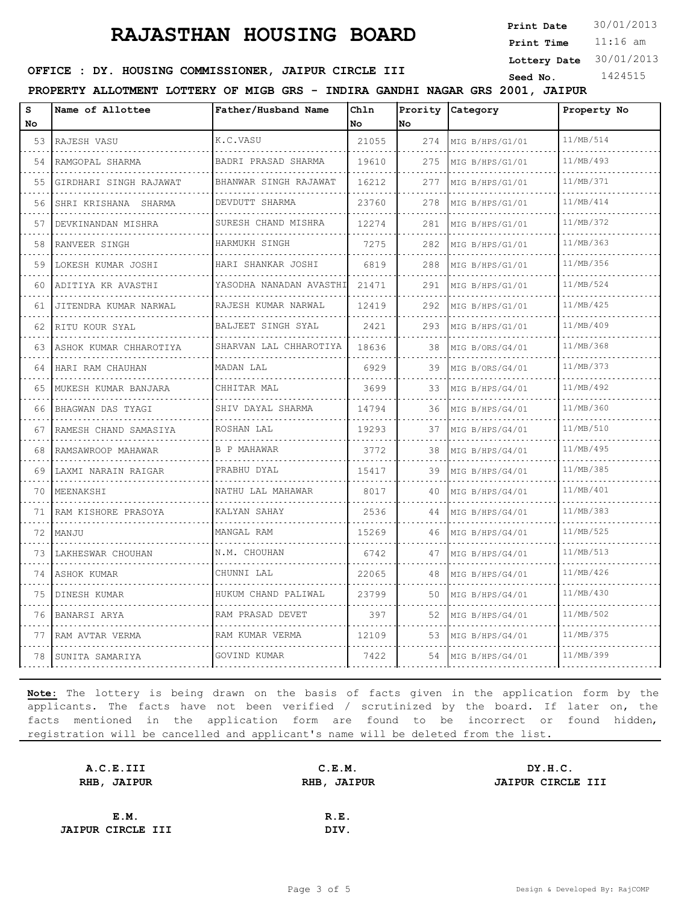# RAJASTHAN HOUSING BOARD

**Print Date** 30/01/2013
**Print Time** 11:16 am
**Lottery Date** 30/01/2013
**Seed No.** 1424515

**OFFICE : DY. HOUSING COMMISSIONER, JAIPUR CIRCLE III**

**PROPERTY ALLOTMENT LOTTERY OF MIGB GRS - INDIRA GANDHI NAGAR GRS 2001, JAIPUR**

| S No | Name of Allottee | Father/Husband Name | Chln No | Prority No | Category | Property No |
|---|---|---|---|---|---|---|
| 53 | RAJESH VASU | K.C.VASU | 21055 | 274 | MIG B/HPS/G1/01 | 11/MB/514 |
| 54 | RAMGOPAL SHARMA | BADRI PRASAD SHARMA | 19610 | 275 | MIG B/HPS/G1/01 | 11/MB/493 |
| 55 | GIRDHARI SINGH RAJAWAT | BHANWAR SINGH RAJAWAT | 16212 | 277 | MIG B/HPS/G1/01 | 11/MB/371 |
| 56 | SHRI KRISHANA SHARMA | DEVDUTT SHARMA | 23760 | 278 | MIG B/HPS/G1/01 | 11/MB/414 |
| 57 | DEVKINANDAN MISHRA | SURESH CHAND MISHRA | 12274 | 281 | MIG B/HPS/G1/01 | 11/MB/372 |
| 58 | RANVEER SINGH | HARMUKH SINGH | 7275 | 282 | MIG B/HPS/G1/01 | 11/MB/363 |
| 59 | LOKESH KUMAR JOSHI | HARI SHANKAR JOSHI | 6819 | 288 | MIG B/HPS/G1/01 | 11/MB/356 |
| 60 | ADITIYA KR AVASTHI | YASODHA NANADAN AVASTHI | 21471 | 291 | MIG B/HPS/G1/01 | 11/MB/524 |
| 61 | JITENDRA KUMAR NARWAL | RAJESH KUMAR NARWAL | 12419 | 292 | MIG B/HPS/G1/01 | 11/MB/425 |
| 62 | RITU KOUR SYAL | BALJEET SINGH SYAL | 2421 | 293 | MIG B/HPS/G1/01 | 11/MB/409 |
| 63 | ASHOK KUMAR CHHAROTIYA | SHARVAN LAL CHHAROTIYA | 18636 | 38 | MIG B/ORS/G4/01 | 11/MB/368 |
| 64 | HARI RAM CHAUHAN | MADAN LAL | 6929 | 39 | MIG B/ORS/G4/01 | 11/MB/373 |
| 65 | MUKESH KUMAR BANJARA | CHHITAR MAL | 3699 | 33 | MIG B/HPS/G4/01 | 11/MB/492 |
| 66 | BHAGWAN DAS TYAGI | SHIV DAYAL SHARMA | 14794 | 36 | MIG B/HPS/G4/01 | 11/MB/360 |
| 67 | RAMESH CHAND SAMASIYA | ROSHAN LAL | 19293 | 37 | MIG B/HPS/G4/01 | 11/MB/510 |
| 68 | RAMSAWROOP MAHAWAR | B P MAHAWAR | 3772 | 38 | MIG B/HPS/G4/01 | 11/MB/495 |
| 69 | LAXMI NARAIN RAIGAR | PRABHU DYAL | 15417 | 39 | MIG B/HPS/G4/01 | 11/MB/385 |
| 70 | MEENAKSHI | NATHU LAL MAHAWAR | 8017 | 40 | MIG B/HPS/G4/01 | 11/MB/401 |
| 71 | RAM KISHORE PRASOYA | KALYAN SAHAY | 2536 | 44 | MIG B/HPS/G4/01 | 11/MB/383 |
| 72 | MANJU | MANGAL RAM | 15269 | 46 | MIG B/HPS/G4/01 | 11/MB/525 |
| 73 | LAKHESWAR CHOUHAN | N.M. CHOUHAN | 6742 | 47 | MIG B/HPS/G4/01 | 11/MB/513 |
| 74 | ASHOK KUMAR | CHUNNI LAL | 22065 | 48 | MIG B/HPS/G4/01 | 11/MB/426 |
| 75 | DINESH KUMAR | HUKUM CHAND PALIWAL | 23799 | 50 | MIG B/HPS/G4/01 | 11/MB/430 |
| 76 | BANARSI ARYA | RAM PRASAD DEVET | 397 | 52 | MIG B/HPS/G4/01 | 11/MB/502 |
| 77 | RAM AVTAR VERMA | RAM KUMAR VERMA | 12109 | 53 | MIG B/HPS/G4/01 | 11/MB/375 |
| 78 | SUNITA SAMARIYA | GOVIND KUMAR | 7422 | 54 | MIG B/HPS/G4/01 | 11/MB/399 |

**Note:** The lottery is being drawn on the basis of facts given in the application form by the applicants. The facts have not been verified / scrutinized by the board. If later on, the facts mentioned in the application form are found to be incorrect or found hidden, registration will be cancelled and applicant's name will be deleted from the list.

**A.C.E.III**
**RHB, JAIPUR**

**C.E.M.**
**RHB, JAIPUR**

**DY.H.C.**
**JAIPUR CIRCLE III**

**E.M.**
**JAIPUR CIRCLE III**

**R.E.**
**DIV.**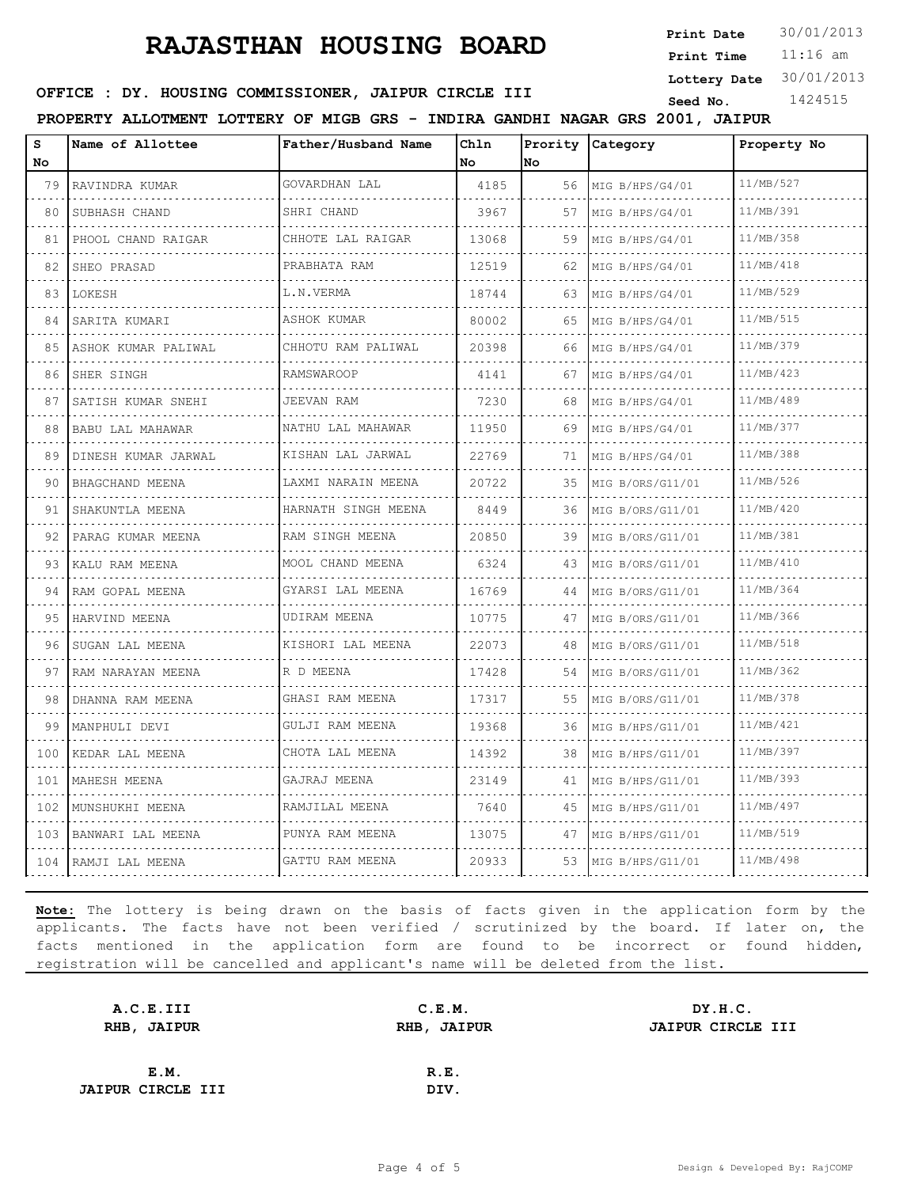# RAJASTHAN HOUSING BOARD

**Print Date** 30/01/2013
**Print Time** 11:16 am
**Lottery Date** 30/01/2013
**Seed No.** 1424515

**OFFICE : DY. HOUSING COMMISSIONER, JAIPUR CIRCLE III**

**PROPERTY ALLOTMENT LOTTERY OF MIGB GRS - INDIRA GANDHI NAGAR GRS 2001, JAIPUR**

| S No | Name of Allottee | Father/Husband Name | Chln No | Prority No | Category | Property No |
|---|---|---|---|---|---|---|
| 79 | RAVINDRA KUMAR | GOVARDHAN LAL | 4185 | 56 | MIG B/HPS/G4/01 | 11/MB/527 |
| 80 | SUBHASH CHAND | SHRI CHAND | 3967 | 57 | MIG B/HPS/G4/01 | 11/MB/391 |
| 81 | PHOOL CHAND RAIGAR | CHHOTE LAL RAIGAR | 13068 | 59 | MIG B/HPS/G4/01 | 11/MB/358 |
| 82 | SHEO PRASAD | PRABHATA RAM | 12519 | 62 | MIG B/HPS/G4/01 | 11/MB/418 |
| 83 | LOKESH | L.N.VERMA | 18744 | 63 | MIG B/HPS/G4/01 | 11/MB/529 |
| 84 | SARITA KUMARI | ASHOK KUMAR | 80002 | 65 | MIG B/HPS/G4/01 | 11/MB/515 |
| 85 | ASHOK KUMAR PALIWAL | CHHOTU RAM PALIWAL | 20398 | 66 | MIG B/HPS/G4/01 | 11/MB/379 |
| 86 | SHER SINGH | RAMSWAROOP | 4141 | 67 | MIG B/HPS/G4/01 | 11/MB/423 |
| 87 | SATISH KUMAR SNEHI | JEEVAN RAM | 7230 | 68 | MIG B/HPS/G4/01 | 11/MB/489 |
| 88 | BABU LAL MAHAWAR | NATHU LAL MAHAWAR | 11950 | 69 | MIG B/HPS/G4/01 | 11/MB/377 |
| 89 | DINESH KUMAR JARWAL | KISHAN LAL JARWAL | 22769 | 71 | MIG B/HPS/G4/01 | 11/MB/388 |
| 90 | BHAGCHAND MEENA | LAXMI NARAIN MEENA | 20722 | 35 | MIG B/ORS/G11/01 | 11/MB/526 |
| 91 | SHAKUNTLA MEENA | HARNATH SINGH MEENA | 8449 | 36 | MIG B/ORS/G11/01 | 11/MB/420 |
| 92 | PARAG KUMAR MEENA | RAM SINGH MEENA | 20850 | 39 | MIG B/ORS/G11/01 | 11/MB/381 |
| 93 | KALU RAM MEENA | MOOL CHAND MEENA | 6324 | 43 | MIG B/ORS/G11/01 | 11/MB/410 |
| 94 | RAM GOPAL MEENA | GYARSI LAL MEENA | 16769 | 44 | MIG B/ORS/G11/01 | 11/MB/364 |
| 95 | HARVIND MEENA | UDIRAM MEENA | 10775 | 47 | MIG B/ORS/G11/01 | 11/MB/366 |
| 96 | SUGAN LAL MEENA | KISHORI LAL MEENA | 22073 | 48 | MIG B/ORS/G11/01 | 11/MB/518 |
| 97 | RAM NARAYAN MEENA | R D MEENA | 17428 | 54 | MIG B/ORS/G11/01 | 11/MB/362 |
| 98 | DHANNA RAM MEENA | GHASI RAM MEENA | 17317 | 55 | MIG B/ORS/G11/01 | 11/MB/378 |
| 99 | MANPHULI DEVI | GULJI RAM MEENA | 19368 | 36 | MIG B/HPS/G11/01 | 11/MB/421 |
| 100 | KEDAR LAL MEENA | CHOTA LAL MEENA | 14392 | 38 | MIG B/HPS/G11/01 | 11/MB/397 |
| 101 | MAHESH MEENA | GAJRAJ MEENA | 23149 | 41 | MIG B/HPS/G11/01 | 11/MB/393 |
| 102 | MUNSHUKHI MEENA | RAMJILAL MEENA | 7640 | 45 | MIG B/HPS/G11/01 | 11/MB/497 |
| 103 | BANWARI LAL MEENA | PUNYA RAM MEENA | 13075 | 47 | MIG B/HPS/G11/01 | 11/MB/519 |
| 104 | RAMJI LAL MEENA | GATTU RAM MEENA | 20933 | 53 | MIG B/HPS/G11/01 | 11/MB/498 |

**Note:** The lottery is being drawn on the basis of facts given in the application form by the applicants. The facts have not been verified / scrutinized by the board. If later on, the facts mentioned in the application form are found to be incorrect or found hidden, registration will be cancelled and applicant's name will be deleted from the list.

**A.C.E.III**
**RHB, JAIPUR**

**C.E.M.**
**RHB, JAIPUR**

**DY.H.C.**
**JAIPUR CIRCLE III**

**E.M.**
**JAIPUR CIRCLE III**

**R.E.**
**DIV.**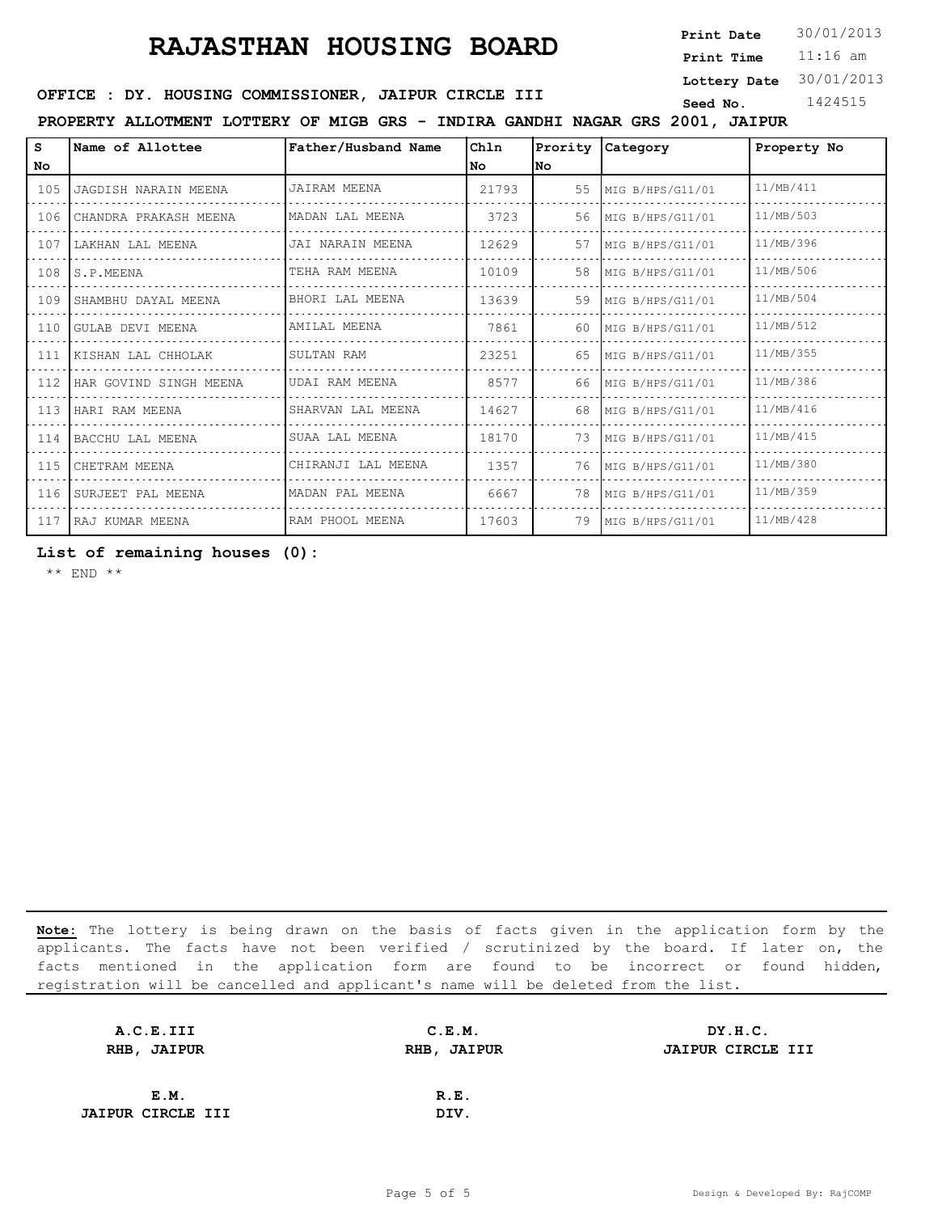# RAJASTHAN HOUSING BOARD

**Print Date** 30/01/2013
**Print Time** 11:16 am
**Lottery Date** 30/01/2013
**Seed No.** 1424515

**OFFICE : DY. HOUSING COMMISSIONER, JAIPUR CIRCLE III**

**PROPERTY ALLOTMENT LOTTERY OF MIGB GRS - INDIRA GANDHI NAGAR GRS 2001, JAIPUR**

| S No | Name of Allottee | Father/Husband Name | Chln No | Prority No | Category | Property No |
|---|---|---|---|---|---|---|
| 105 | JAGDISH NARAIN MEENA | JAIRAM MEENA | 21793 | 55 | MIG B/HPS/G11/01 | 11/MB/411 |
| 106 | CHANDRA PRAKASH MEENA | MADAN LAL MEENA | 3723 | 56 | MIG B/HPS/G11/01 | 11/MB/503 |
| 107 | LAKHAN LAL MEENA | JAI NARAIN MEENA | 12629 | 57 | MIG B/HPS/G11/01 | 11/MB/396 |
| 108 | S.P.MEENA | TEHA RAM MEENA | 10109 | 58 | MIG B/HPS/G11/01 | 11/MB/506 |
| 109 | SHAMBHU DAYAL MEENA | BHORI LAL MEENA | 13639 | 59 | MIG B/HPS/G11/01 | 11/MB/504 |
| 110 | GULAB DEVI MEENA | AMILAL MEENA | 7861 | 60 | MIG B/HPS/G11/01 | 11/MB/512 |
| 111 | KISHAN LAL CHHOLAK | SULTAN RAM | 23251 | 65 | MIG B/HPS/G11/01 | 11/MB/355 |
| 112 | HAR GOVIND SINGH MEENA | UDAI RAM MEENA | 8577 | 66 | MIG B/HPS/G11/01 | 11/MB/386 |
| 113 | HARI RAM MEENA | SHARVAN LAL MEENA | 14627 | 68 | MIG B/HPS/G11/01 | 11/MB/416 |
| 114 | BACCHU LAL MEENA | SUAA LAL MEENA | 18170 | 73 | MIG B/HPS/G11/01 | 11/MB/415 |
| 115 | CHETRAM MEENA | CHIRANJI LAL MEENA | 1357 | 76 | MIG B/HPS/G11/01 | 11/MB/380 |
| 116 | SURJEET PAL MEENA | MADAN PAL MEENA | 6667 | 78 | MIG B/HPS/G11/01 | 11/MB/359 |
| 117 | RAJ KUMAR MEENA | RAM PHOOL MEENA | 17603 | 79 | MIG B/HPS/G11/01 | 11/MB/428 |

**List of remaining houses (0):**

** END **

**Note:** The lottery is being drawn on the basis of facts given in the application form by the applicants. The facts have not been verified / scrutinized by the board. If later on, the facts mentioned in the application form are found to be incorrect or found hidden, registration will be cancelled and applicant's name will be deleted from the list.

**A.C.E.III**
**RHB, JAIPUR**

**C.E.M.**
**RHB, JAIPUR**

**DY.H.C.**
**JAIPUR CIRCLE III**

**E.M.**
**JAIPUR CIRCLE III**

**R.E.**
**DIV.**

Design & Developed By: RajCOMP